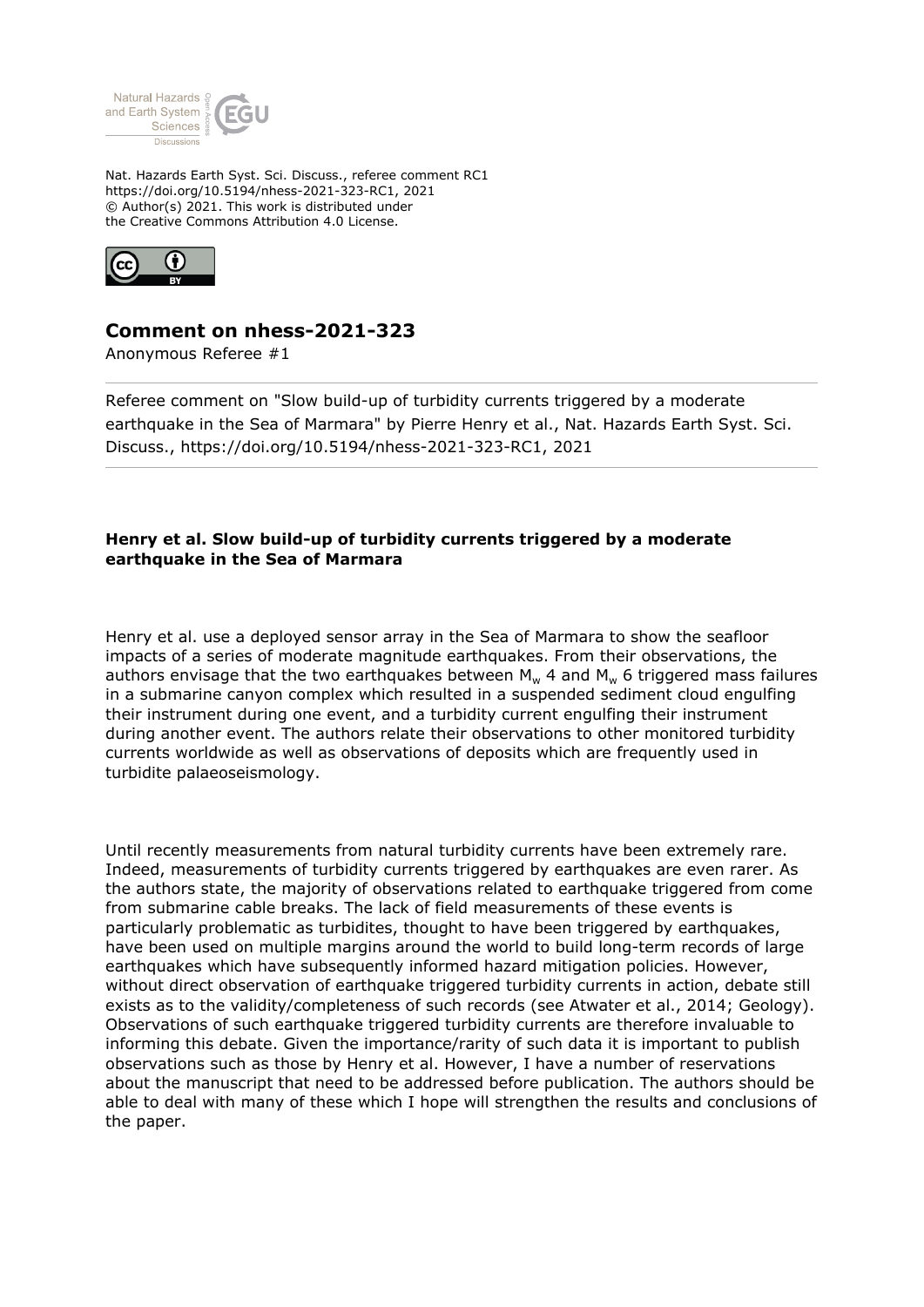Nat. Hazards Earth Syst. Sci. Discuss., referee comment RC1
https://doi.org/10.5194/nhess-2021-323-RC1, 2021
© Author(s) 2021. This work is distributed under
the Creative Commons Attribution 4.0 License.

# Comment on nhess-2021-323

Anonymous Referee #1

Referee comment on "Slow build-up of turbidity currents triggered by a moderate earthquake in the Sea of Marmara" by Pierre Henry et al., Nat. Hazards Earth Syst. Sci. Discuss., https://doi.org/10.5194/nhess-2021-323-RC1, 2021

**Henry et al. Slow build-up of turbidity currents triggered by a moderate earthquake in the Sea of Marmara**

Henry et al. use a deployed sensor array in the Sea of Marmara to show the seafloor impacts of a series of moderate magnitude earthquakes. From their observations, the authors envisage that the two earthquakes between $M_w$ 4 and $M_w$ 6 triggered mass failures in a submarine canyon complex which resulted in a suspended sediment cloud engulfing their instrument during one event, and a turbidity current engulfing their instrument during another event. The authors relate their observations to other monitored turbidity currents worldwide as well as observations of deposits which are frequently used in turbidite palaeoseismology.

Until recently measurements from natural turbidity currents have been extremely rare. Indeed, measurements of turbidity currents triggered by earthquakes are even rarer. As the authors state, the majority of observations related to earthquake triggered from come from submarine cable breaks. The lack of field measurements of these events is particularly problematic as turbidites, thought to have been triggered by earthquakes, have been used on multiple margins around the world to build long-term records of large earthquakes which have subsequently informed hazard mitigation policies. However, without direct observation of earthquake triggered turbidity currents in action, debate still exists as to the validity/completeness of such records (see Atwater et al., 2014; Geology). Observations of such earthquake triggered turbidity currents are therefore invaluable to informing this debate. Given the importance/rarity of such data it is important to publish observations such as those by Henry et al. However, I have a number of reservations about the manuscript that need to be addressed before publication. The authors should be able to deal with many of these which I hope will strengthen the results and conclusions of the paper.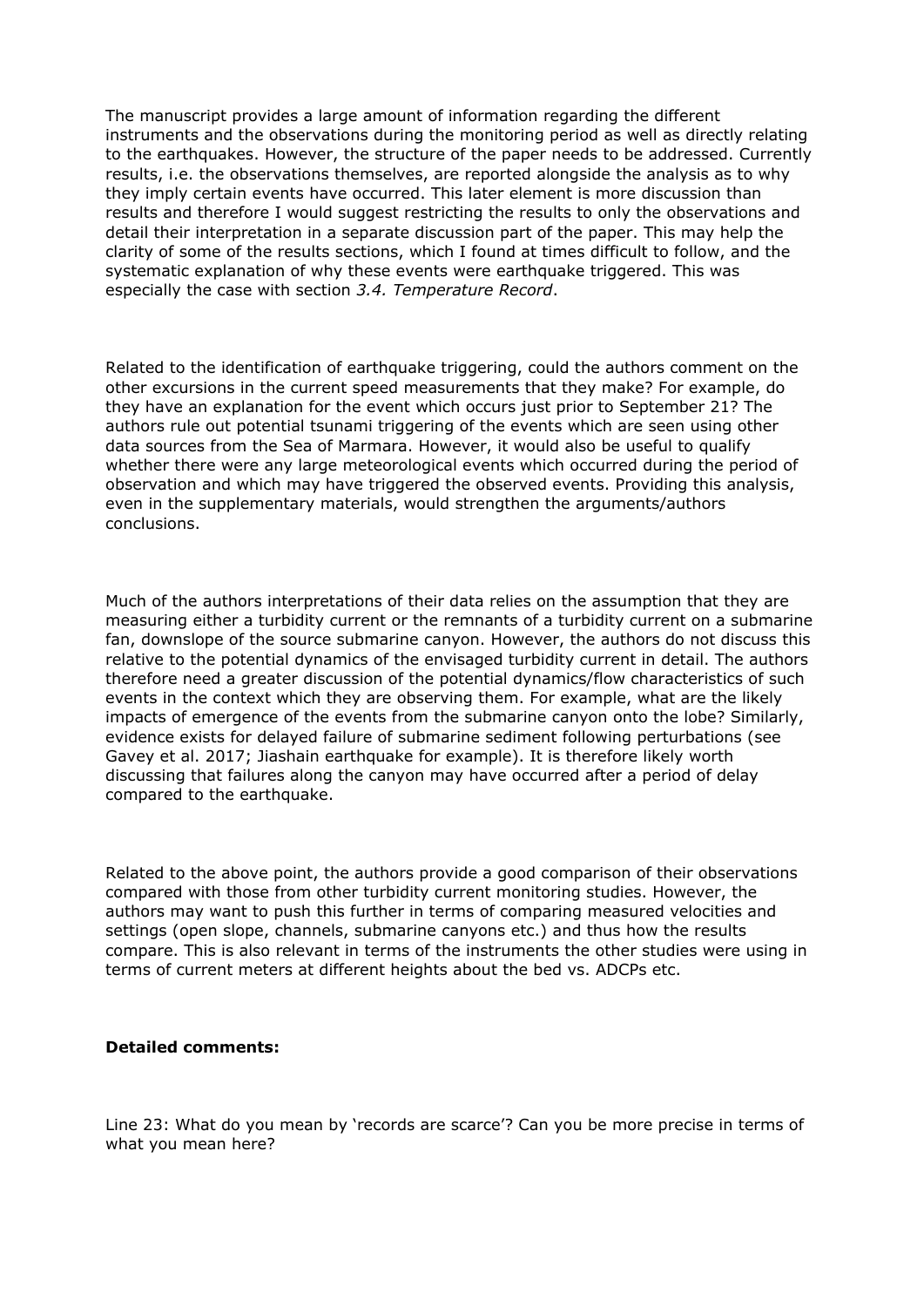The manuscript provides a large amount of information regarding the different instruments and the observations during the monitoring period as well as directly relating to the earthquakes. However, the structure of the paper needs to be addressed. Currently results, i.e. the observations themselves, are reported alongside the analysis as to why they imply certain events have occurred. This later element is more discussion than results and therefore I would suggest restricting the results to only the observations and detail their interpretation in a separate discussion part of the paper. This may help the clarity of some of the results sections, which I found at times difficult to follow, and the systematic explanation of why these events were earthquake triggered. This was especially the case with section *3.4. Temperature Record*.

Related to the identification of earthquake triggering, could the authors comment on the other excursions in the current speed measurements that they make? For example, do they have an explanation for the event which occurs just prior to September 21? The authors rule out potential tsunami triggering of the events which are seen using other data sources from the Sea of Marmara. However, it would also be useful to qualify whether there were any large meteorological events which occurred during the period of observation and which may have triggered the observed events. Providing this analysis, even in the supplementary materials, would strengthen the arguments/authors conclusions.

Much of the authors interpretations of their data relies on the assumption that they are measuring either a turbidity current or the remnants of a turbidity current on a submarine fan, downslope of the source submarine canyon. However, the authors do not discuss this relative to the potential dynamics of the envisaged turbidity current in detail. The authors therefore need a greater discussion of the potential dynamics/flow characteristics of such events in the context which they are observing them. For example, what are the likely impacts of emergence of the events from the submarine canyon onto the lobe? Similarly, evidence exists for delayed failure of submarine sediment following perturbations (see Gavey et al. 2017; Jiashain earthquake for example). It is therefore likely worth discussing that failures along the canyon may have occurred after a period of delay compared to the earthquake.

Related to the above point, the authors provide a good comparison of their observations compared with those from other turbidity current monitoring studies. However, the authors may want to push this further in terms of comparing measured velocities and settings (open slope, channels, submarine canyons etc.) and thus how the results compare. This is also relevant in terms of the instruments the other studies were using in terms of current meters at different heights about the bed vs. ADCPs etc.

**Detailed comments:**

Line 23: What do you mean by 'records are scarce'? Can you be more precise in terms of what you mean here?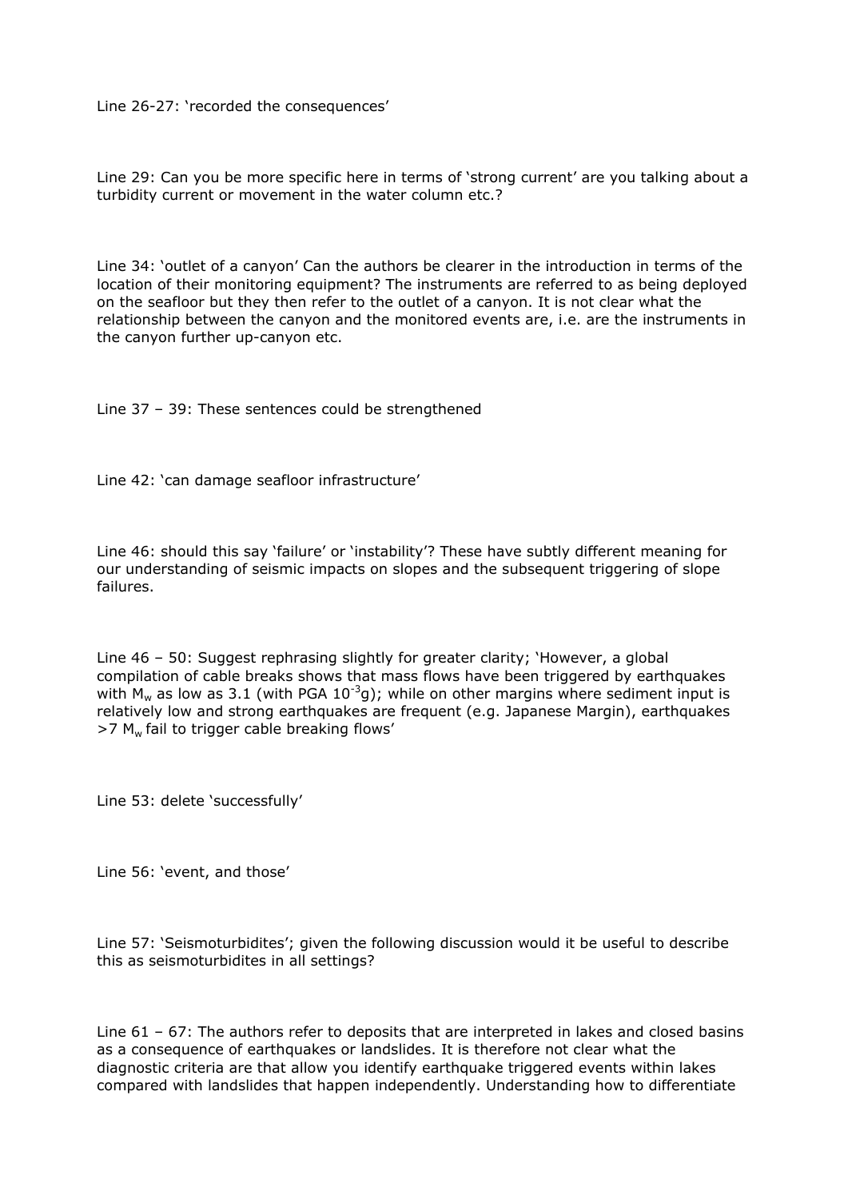Line 26-27: 'recorded the consequences'

Line 29: Can you be more specific here in terms of 'strong current' are you talking about a turbidity current or movement in the water column etc.?

Line 34: 'outlet of a canyon' Can the authors be clearer in the introduction in terms of the location of their monitoring equipment? The instruments are referred to as being deployed on the seafloor but they then refer to the outlet of a canyon. It is not clear what the relationship between the canyon and the monitored events are, i.e. are the instruments in the canyon further up-canyon etc.

Line 37 – 39: These sentences could be strengthened

Line 42: 'can damage seafloor infrastructure'

Line 46: should this say 'failure' or 'instability'? These have subtly different meaning for our understanding of seismic impacts on slopes and the subsequent triggering of slope failures.

Line 46 – 50: Suggest rephrasing slightly for greater clarity; 'However, a global compilation of cable breaks shows that mass flows have been triggered by earthquakes with $M_w$ as low as 3.1 (with PGA $10^{-3}$g); while on other margins where sediment input is relatively low and strong earthquakes are frequent (e.g. Japanese Margin), earthquakes >7 $M_w$ fail to trigger cable breaking flows'

Line 53: delete 'successfully'

Line 56: 'event, and those'

Line 57: 'Seismoturbidites'; given the following discussion would it be useful to describe this as seismoturbidites in all settings?

Line 61 – 67: The authors refer to deposits that are interpreted in lakes and closed basins as a consequence of earthquakes or landslides. It is therefore not clear what the diagnostic criteria are that allow you identify earthquake triggered events within lakes compared with landslides that happen independently. Understanding how to differentiate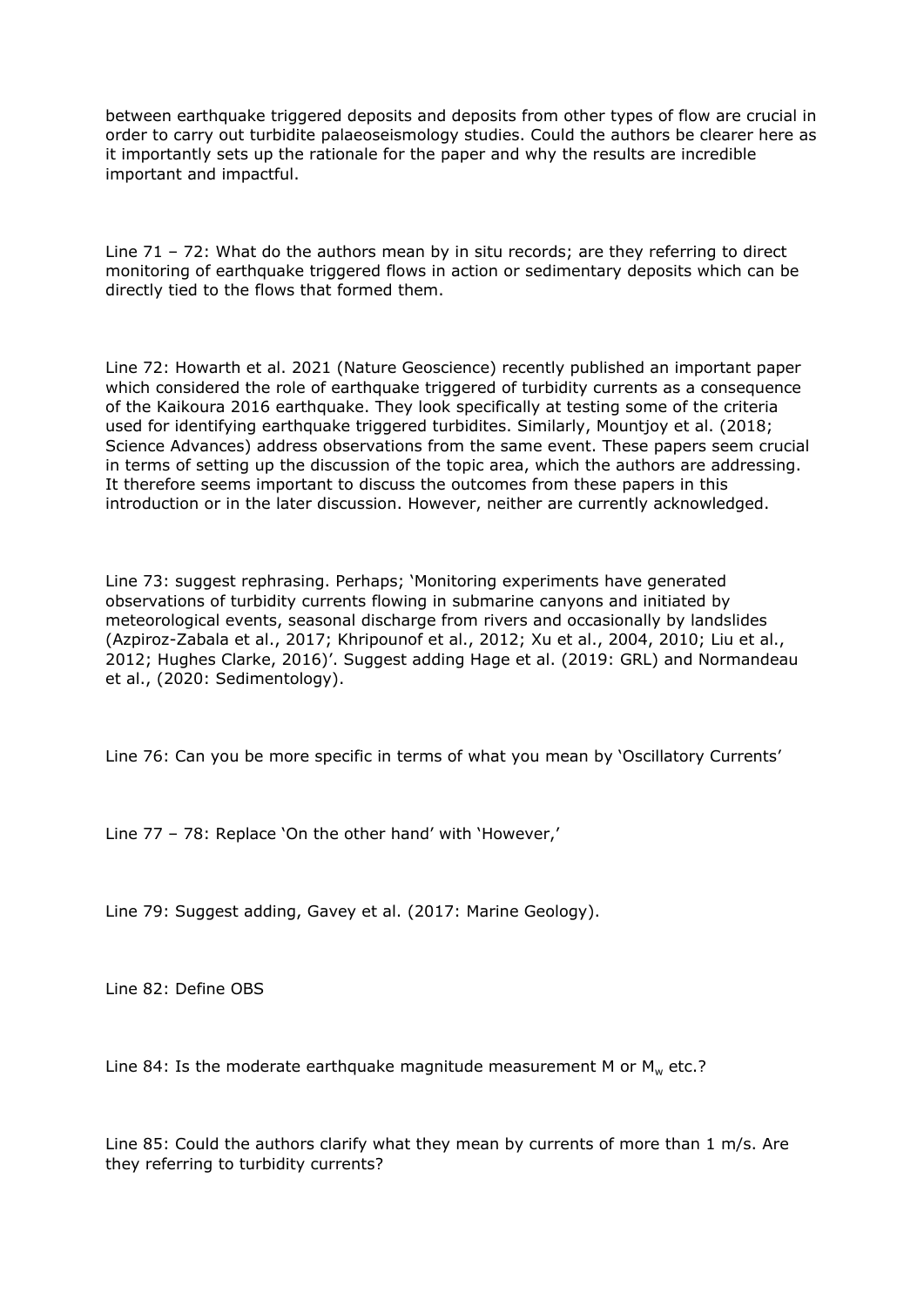between earthquake triggered deposits and deposits from other types of flow are crucial in order to carry out turbidite palaeoseismology studies. Could the authors be clearer here as it importantly sets up the rationale for the paper and why the results are incredible important and impactful.

Line 71 – 72: What do the authors mean by in situ records; are they referring to direct monitoring of earthquake triggered flows in action or sedimentary deposits which can be directly tied to the flows that formed them.

Line 72: Howarth et al. 2021 (Nature Geoscience) recently published an important paper which considered the role of earthquake triggered of turbidity currents as a consequence of the Kaikoura 2016 earthquake. They look specifically at testing some of the criteria used for identifying earthquake triggered turbidites. Similarly, Mountjoy et al. (2018; Science Advances) address observations from the same event. These papers seem crucial in terms of setting up the discussion of the topic area, which the authors are addressing. It therefore seems important to discuss the outcomes from these papers in this introduction or in the later discussion. However, neither are currently acknowledged.

Line 73: suggest rephrasing. Perhaps; 'Monitoring experiments have generated observations of turbidity currents flowing in submarine canyons and initiated by meteorological events, seasonal discharge from rivers and occasionally by landslides (Azpiroz-Zabala et al., 2017; Khripounof et al., 2012; Xu et al., 2004, 2010; Liu et al., 2012; Hughes Clarke, 2016)'. Suggest adding Hage et al. (2019: GRL) and Normandeau et al., (2020: Sedimentology).

Line 76: Can you be more specific in terms of what you mean by 'Oscillatory Currents'

Line 77 – 78: Replace 'On the other hand' with 'However,'

Line 79: Suggest adding, Gavey et al. (2017: Marine Geology).

Line 82: Define OBS

Line 84: Is the moderate earthquake magnitude measurement M or $M_w$ etc.?

Line 85: Could the authors clarify what they mean by currents of more than 1 m/s. Are they referring to turbidity currents?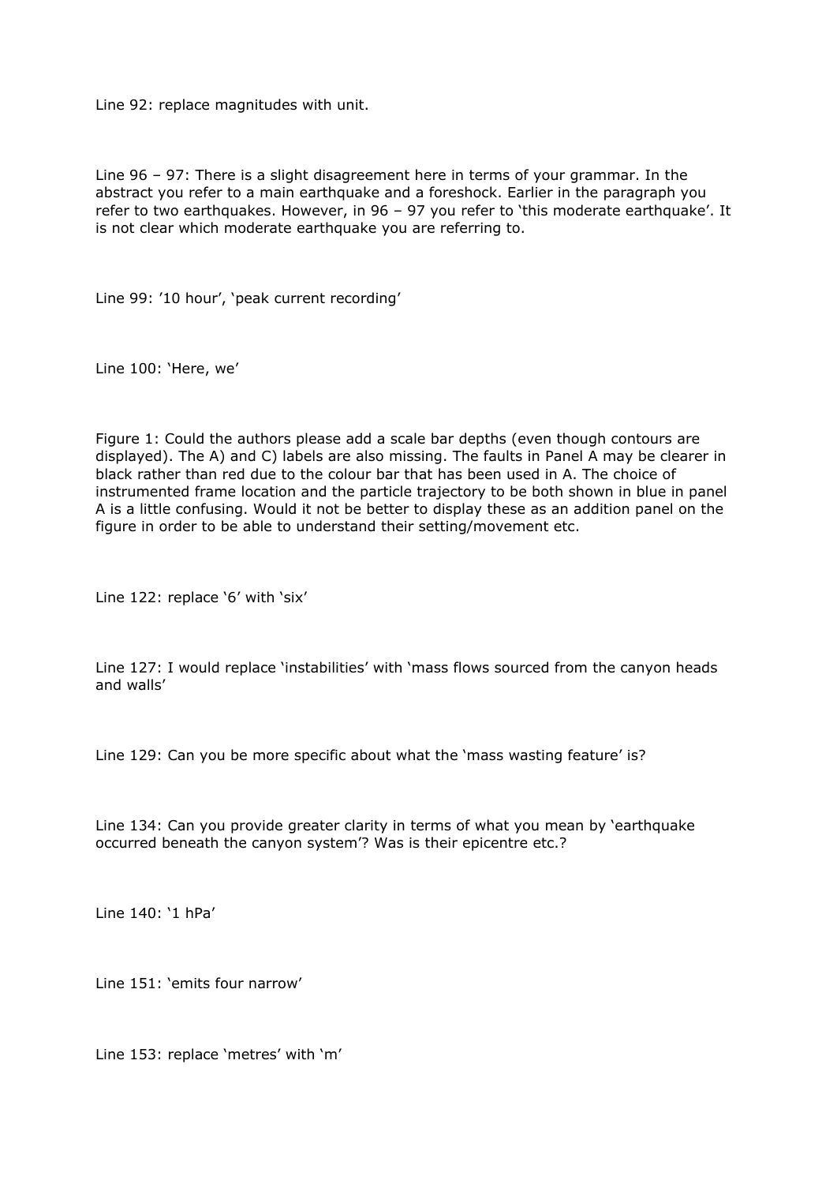Line 92: replace magnitudes with unit.

Line 96 – 97: There is a slight disagreement here in terms of your grammar. In the abstract you refer to a main earthquake and a foreshock. Earlier in the paragraph you refer to two earthquakes. However, in 96 – 97 you refer to 'this moderate earthquake'. It is not clear which moderate earthquake you are referring to.

Line 99: '10 hour', 'peak current recording'

Line 100: 'Here, we'

Figure 1: Could the authors please add a scale bar depths (even though contours are displayed). The A) and C) labels are also missing. The faults in Panel A may be clearer in black rather than red due to the colour bar that has been used in A. The choice of instrumented frame location and the particle trajectory to be both shown in blue in panel A is a little confusing. Would it not be better to display these as an addition panel on the figure in order to be able to understand their setting/movement etc.

Line 122: replace '6' with 'six'

Line 127: I would replace 'instabilities' with 'mass flows sourced from the canyon heads and walls'

Line 129: Can you be more specific about what the 'mass wasting feature' is?

Line 134: Can you provide greater clarity in terms of what you mean by 'earthquake occurred beneath the canyon system'? Was is their epicentre etc.?

Line 140: '1 hPa'

Line 151: 'emits four narrow'

Line 153: replace 'metres' with 'm'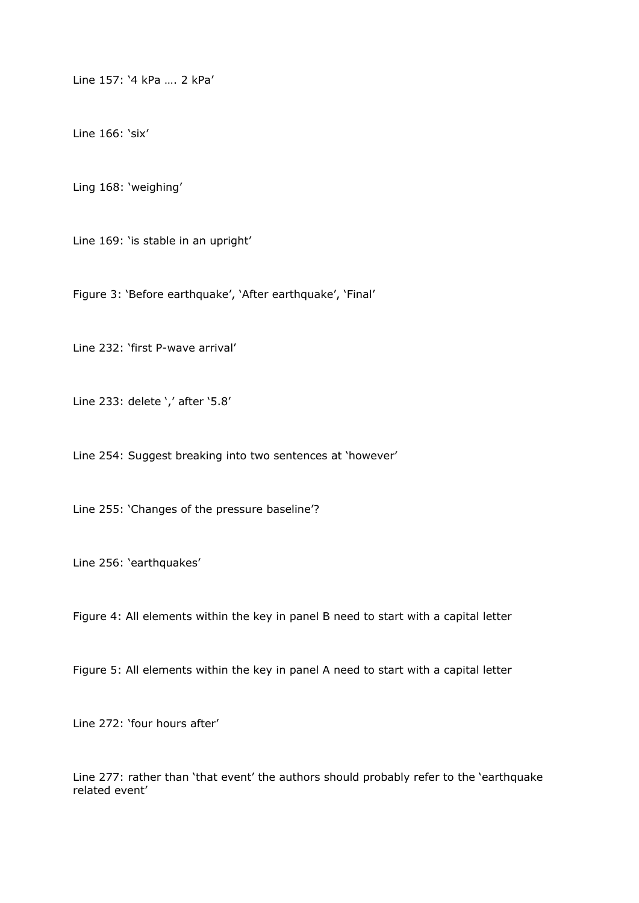Line 157: '4 kPa …. 2 kPa'

Line 166: 'six'

Ling 168: 'weighing'

Line 169: 'is stable in an upright'

Figure 3: 'Before earthquake', 'After earthquake', 'Final'

Line 232: 'first P-wave arrival'

Line 233: delete ',' after '5.8'

Line 254: Suggest breaking into two sentences at 'however'

Line 255: 'Changes of the pressure baseline'?

Line 256: 'earthquakes'

Figure 4: All elements within the key in panel B need to start with a capital letter

Figure 5: All elements within the key in panel A need to start with a capital letter

Line 272: 'four hours after'

Line 277: rather than 'that event' the authors should probably refer to the 'earthquake related event'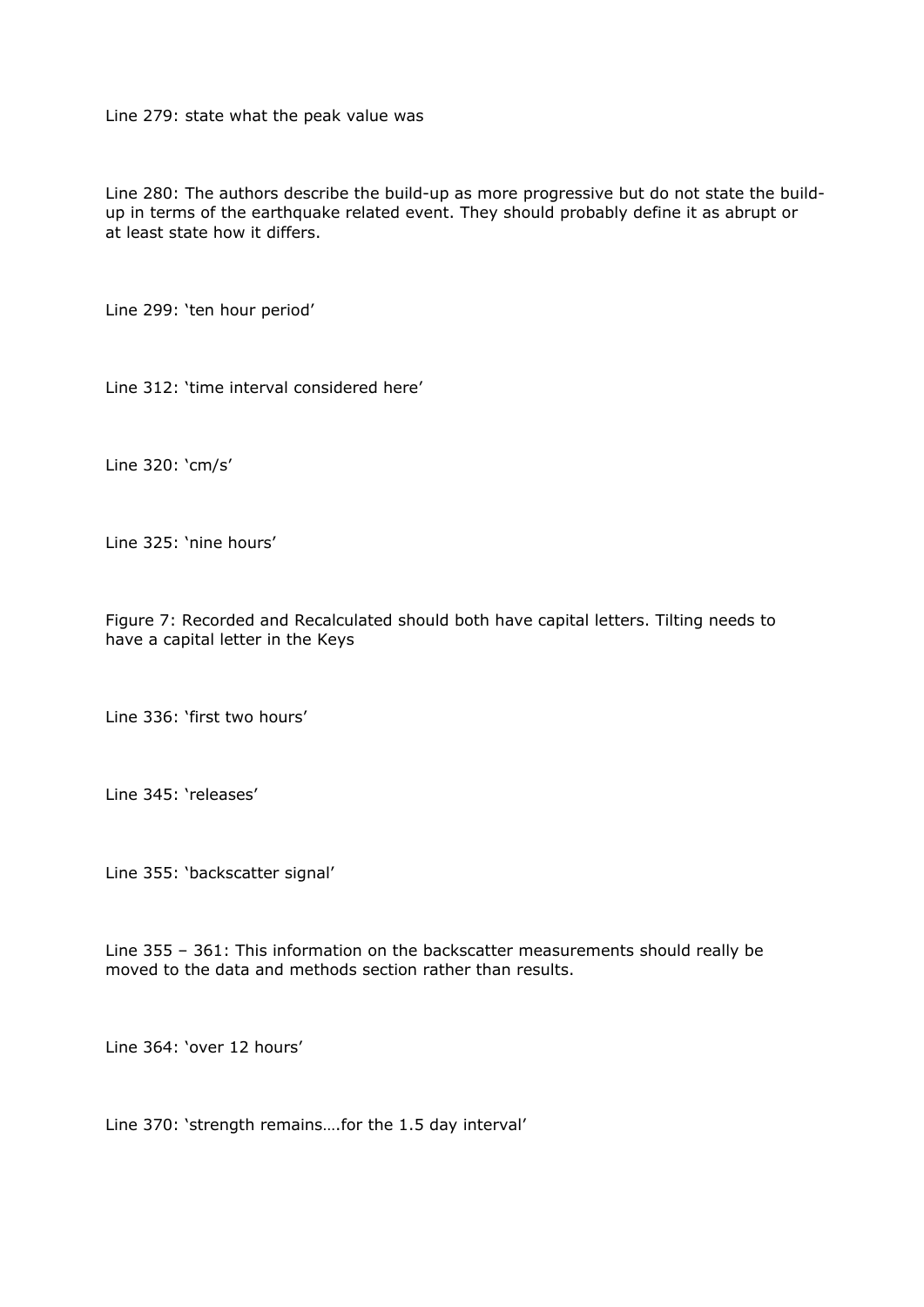Line 279: state what the peak value was

Line 280: The authors describe the build-up as more progressive but do not state the build-up in terms of the earthquake related event. They should probably define it as abrupt or at least state how it differs.

Line 299: 'ten hour period'

Line 312: 'time interval considered here'

Line 320: 'cm/s'

Line 325: 'nine hours'

Figure 7: Recorded and Recalculated should both have capital letters. Tilting needs to have a capital letter in the Keys

Line 336: 'first two hours'

Line 345: 'releases'

Line 355: 'backscatter signal'

Line 355 – 361: This information on the backscatter measurements should really be moved to the data and methods section rather than results.

Line 364: 'over 12 hours'

Line 370: 'strength remains….for the 1.5 day interval'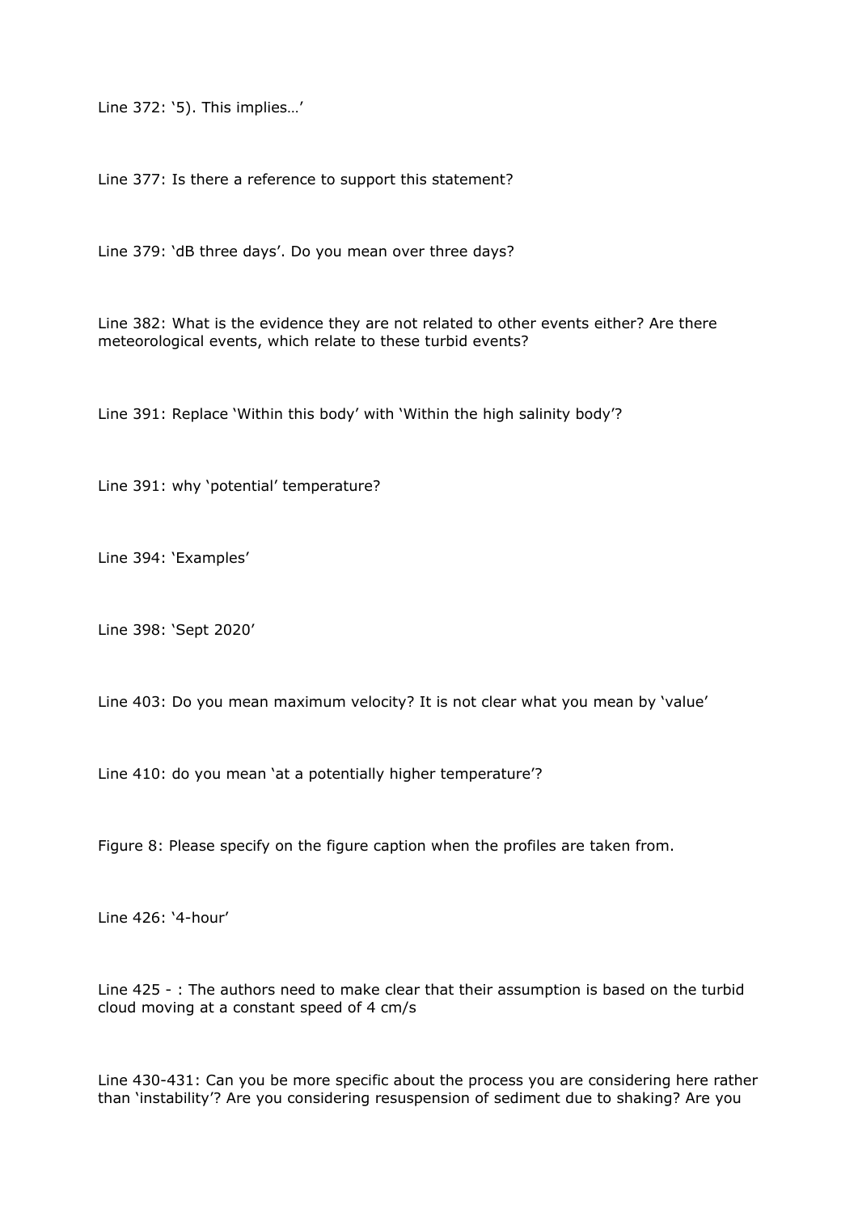Line 372: ‘5). This implies…’

Line 377: Is there a reference to support this statement?

Line 379: ‘dB three days’. Do you mean over three days?

Line 382: What is the evidence they are not related to other events either? Are there meteorological events, which relate to these turbid events?

Line 391: Replace ‘Within this body’ with ‘Within the high salinity body’?

Line 391: why ‘potential’ temperature?

Line 394: ‘Examples’

Line 398: ‘Sept 2020’

Line 403: Do you mean maximum velocity? It is not clear what you mean by ‘value’

Line 410: do you mean ‘at a potentially higher temperature’?

Figure 8: Please specify on the figure caption when the profiles are taken from.

Line 426: ‘4-hour’

Line 425 - : The authors need to make clear that their assumption is based on the turbid cloud moving at a constant speed of 4 cm/s

Line 430-431: Can you be more specific about the process you are considering here rather than ‘instability’? Are you considering resuspension of sediment due to shaking? Are you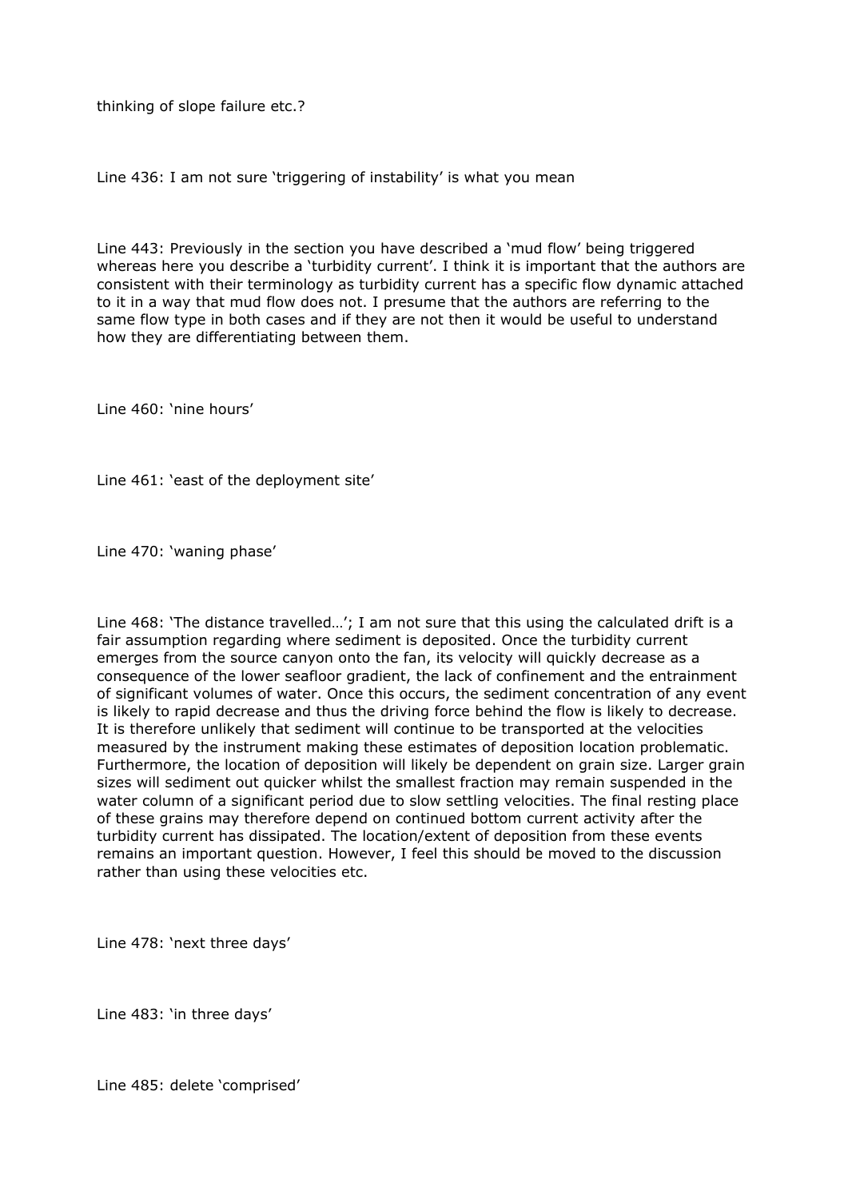thinking of slope failure etc.?

Line 436: I am not sure 'triggering of instability' is what you mean

Line 443: Previously in the section you have described a 'mud flow' being triggered whereas here you describe a 'turbidity current'. I think it is important that the authors are consistent with their terminology as turbidity current has a specific flow dynamic attached to it in a way that mud flow does not. I presume that the authors are referring to the same flow type in both cases and if they are not then it would be useful to understand how they are differentiating between them.

Line 460: 'nine hours'

Line 461: 'east of the deployment site'

Line 470: 'waning phase'

Line 468: 'The distance travelled…'; I am not sure that this using the calculated drift is a fair assumption regarding where sediment is deposited. Once the turbidity current emerges from the source canyon onto the fan, its velocity will quickly decrease as a consequence of the lower seafloor gradient, the lack of confinement and the entrainment of significant volumes of water. Once this occurs, the sediment concentration of any event is likely to rapid decrease and thus the driving force behind the flow is likely to decrease. It is therefore unlikely that sediment will continue to be transported at the velocities measured by the instrument making these estimates of deposition location problematic. Furthermore, the location of deposition will likely be dependent on grain size. Larger grain sizes will sediment out quicker whilst the smallest fraction may remain suspended in the water column of a significant period due to slow settling velocities. The final resting place of these grains may therefore depend on continued bottom current activity after the turbidity current has dissipated. The location/extent of deposition from these events remains an important question. However, I feel this should be moved to the discussion rather than using these velocities etc.

Line 478: 'next three days'

Line 483: 'in three days'

Line 485: delete 'comprised'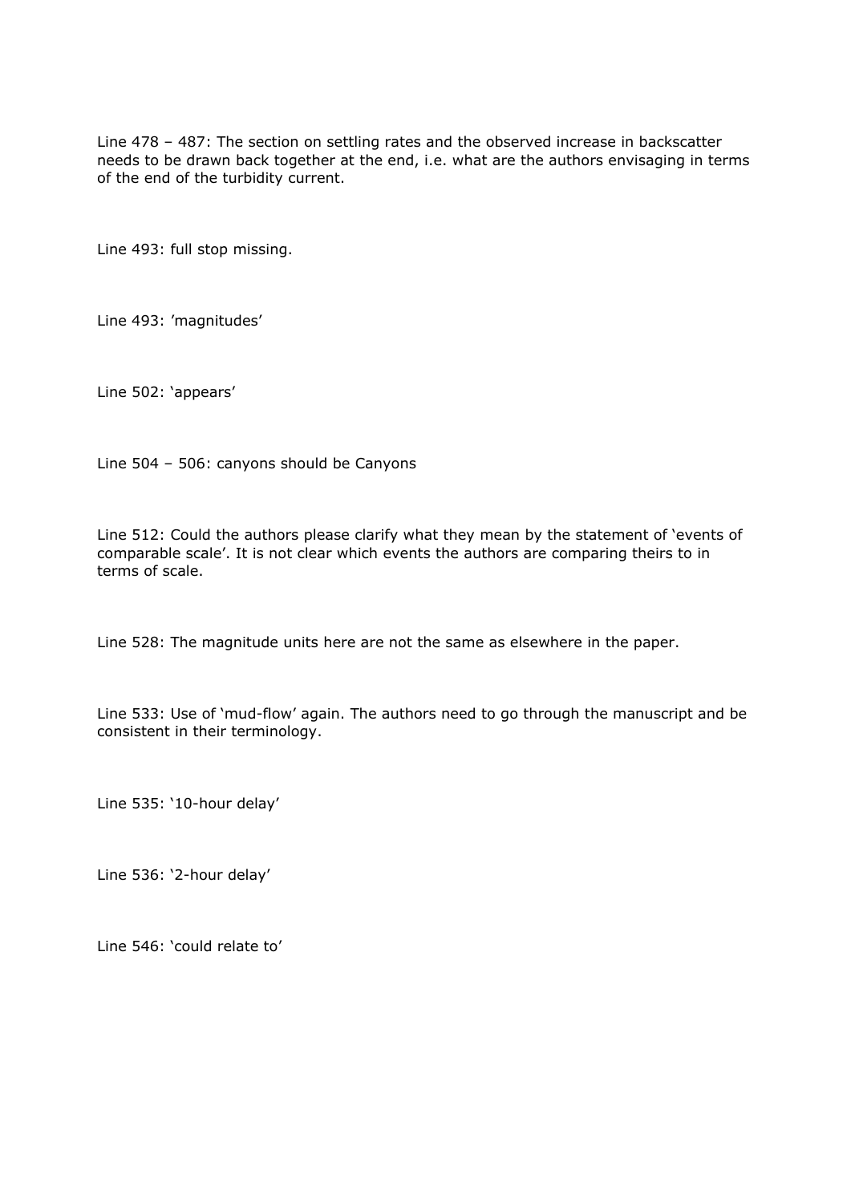Line 478 – 487: The section on settling rates and the observed increase in backscatter needs to be drawn back together at the end, i.e. what are the authors envisaging in terms of the end of the turbidity current.

Line 493: full stop missing.

Line 493: 'magnitudes'

Line 502: 'appears'

Line 504 – 506: canyons should be Canyons

Line 512: Could the authors please clarify what they mean by the statement of 'events of comparable scale'. It is not clear which events the authors are comparing theirs to in terms of scale.

Line 528: The magnitude units here are not the same as elsewhere in the paper.

Line 533: Use of 'mud-flow' again. The authors need to go through the manuscript and be consistent in their terminology.

Line 535: '10-hour delay'

Line 536: '2-hour delay'

Line 546: 'could relate to'